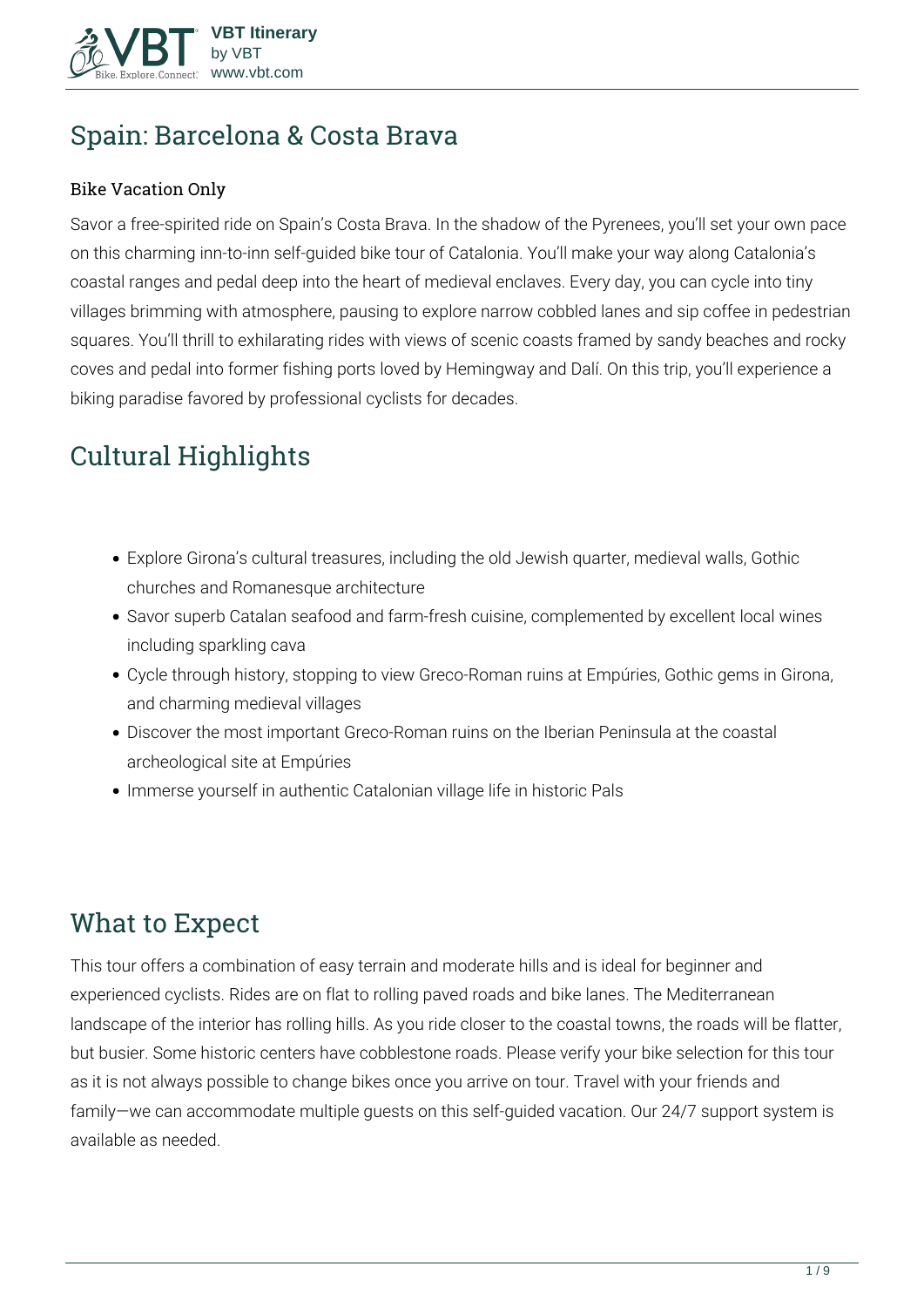# Spain: Barcelona & Costa Brava

### Bike Vacation Only

Savor a free-spirited ride on Spain's Costa Brava. In the shadow of the Pyrenees, you'll set your own pace on this charming inn-to-inn self-guided bike tour of Catalonia. You'll make your way along Catalonia's coastal ranges and pedal deep into the heart of medieval enclaves. Every day, you can cycle into tiny villages brimming with atmosphere, pausing to explore narrow cobbled lanes and sip coffee in pedestrian squares. You'll thrill to exhilarating rides with views of scenic coasts framed by sandy beaches and rocky coves and pedal into former fishing ports loved by Hemingway and Dalí. On this trip, you'll experience a biking paradise favored by professional cyclists for decades.

## Cultural Highlights

- Explore Girona's cultural treasures, including the old Jewish quarter, medieval walls, Gothic churches and Romanesque architecture
- Savor superb Catalan seafood and farm-fresh cuisine, complemented by excellent local wines including sparkling cava
- Cycle through history, stopping to view Greco-Roman ruins at Empúries, Gothic gems in Girona, and charming medieval villages
- Discover the most important Greco-Roman ruins on the Iberian Peninsula at the coastal archeological site at Empúries
- Immerse yourself in authentic Catalonian village life in historic Pals

## What to Expect

This tour offers a combination of easy terrain and moderate hills and is ideal for beginner and experienced cyclists. Rides are on flat to rolling paved roads and bike lanes. The Mediterranean landscape of the interior has rolling hills. As you ride closer to the coastal towns, the roads will be flatter, but busier. Some historic centers have cobblestone roads. Please verify your bike selection for this tour as it is not always possible to change bikes once you arrive on tour. Travel with your friends and family—we can accommodate multiple guests on this self-guided vacation. Our 24/7 support system is available as needed.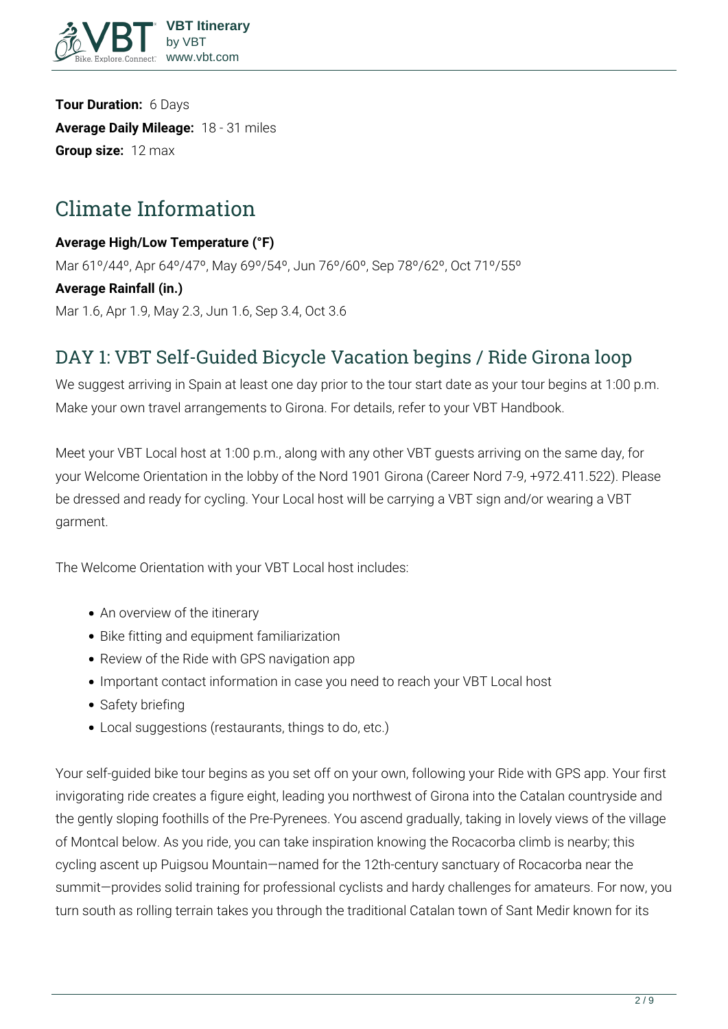**Tour Duration:** 6 Days
**Average Daily Mileage:** 18 - 31 miles
**Group size:** 12 max

## Climate Information

**Average High/Low Temperature (°F)**
Mar 61º/44º, Apr 64º/47º, May 69º/54º, Jun 76º/60º, Sep 78º/62º, Oct 71º/55º
**Average Rainfall (in.)**
Mar 1.6, Apr 1.9, May 2.3, Jun 1.6, Sep 3.4, Oct 3.6

## DAY 1: VBT Self-Guided Bicycle Vacation begins / Ride Girona loop

We suggest arriving in Spain at least one day prior to the tour start date as your tour begins at 1:00 p.m. Make your own travel arrangements to Girona. For details, refer to your VBT Handbook.

Meet your VBT Local host at 1:00 p.m., along with any other VBT guests arriving on the same day, for your Welcome Orientation in the lobby of the Nord 1901 Girona (Career Nord 7-9, +972.411.522). Please be dressed and ready for cycling. Your Local host will be carrying a VBT sign and/or wearing a VBT garment.

The Welcome Orientation with your VBT Local host includes:

- An overview of the itinerary
- Bike fitting and equipment familiarization
- Review of the Ride with GPS navigation app
- Important contact information in case you need to reach your VBT Local host
- Safety briefing
- Local suggestions (restaurants, things to do, etc.)

Your self-guided bike tour begins as you set off on your own, following your Ride with GPS app. Your first invigorating ride creates a figure eight, leading you northwest of Girona into the Catalan countryside and the gently sloping foothills of the Pre-Pyrenees. You ascend gradually, taking in lovely views of the village of Montcal below. As you ride, you can take inspiration knowing the Rocacorba climb is nearby; this cycling ascent up Puigsou Mountain—named for the 12th-century sanctuary of Rocacorba near the summit—provides solid training for professional cyclists and hardy challenges for amateurs. For now, you turn south as rolling terrain takes you through the traditional Catalan town of Sant Medir known for its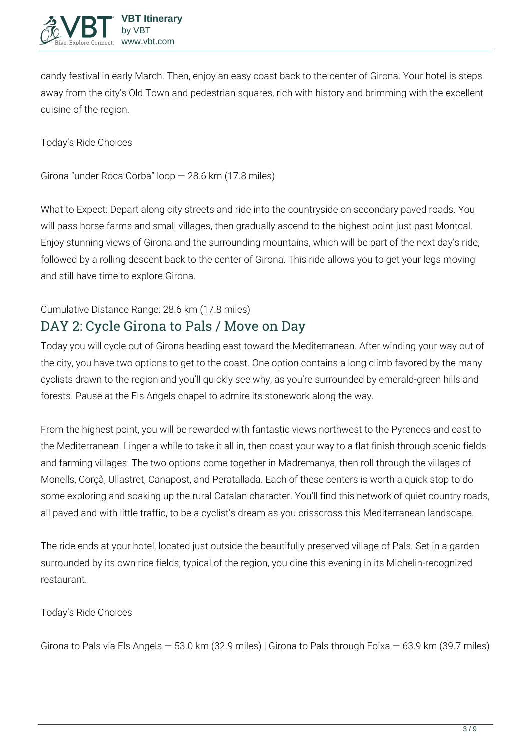candy festival in early March. Then, enjoy an easy coast back to the center of Girona. Your hotel is steps away from the city's Old Town and pedestrian squares, rich with history and brimming with the excellent cuisine of the region.

Today's Ride Choices

Girona "under Roca Corba" loop — 28.6 km (17.8 miles)

What to Expect: Depart along city streets and ride into the countryside on secondary paved roads. You will pass horse farms and small villages, then gradually ascend to the highest point just past Montcal. Enjoy stunning views of Girona and the surrounding mountains, which will be part of the next day's ride, followed by a rolling descent back to the center of Girona. This ride allows you to get your legs moving and still have time to explore Girona.

Cumulative Distance Range: 28.6 km (17.8 miles)

## DAY 2: Cycle Girona to Pals / Move on Day

Today you will cycle out of Girona heading east toward the Mediterranean. After winding your way out of the city, you have two options to get to the coast. One option contains a long climb favored by the many cyclists drawn to the region and you'll quickly see why, as you're surrounded by emerald-green hills and forests. Pause at the Els Angels chapel to admire its stonework along the way.

From the highest point, you will be rewarded with fantastic views northwest to the Pyrenees and east to the Mediterranean. Linger a while to take it all in, then coast your way to a flat finish through scenic fields and farming villages. The two options come together in Madremanya, then roll through the villages of Monells, Corçà, Ullastret, Canapost, and Peratallada. Each of these centers is worth a quick stop to do some exploring and soaking up the rural Catalan character. You'll find this network of quiet country roads, all paved and with little traffic, to be a cyclist's dream as you crisscross this Mediterranean landscape.

The ride ends at your hotel, located just outside the beautifully preserved village of Pals. Set in a garden surrounded by its own rice fields, typical of the region, you dine this evening in its Michelin-recognized restaurant.

Today's Ride Choices

Girona to Pals via Els Angels — 53.0 km (32.9 miles) | Girona to Pals through Foixa — 63.9 km (39.7 miles)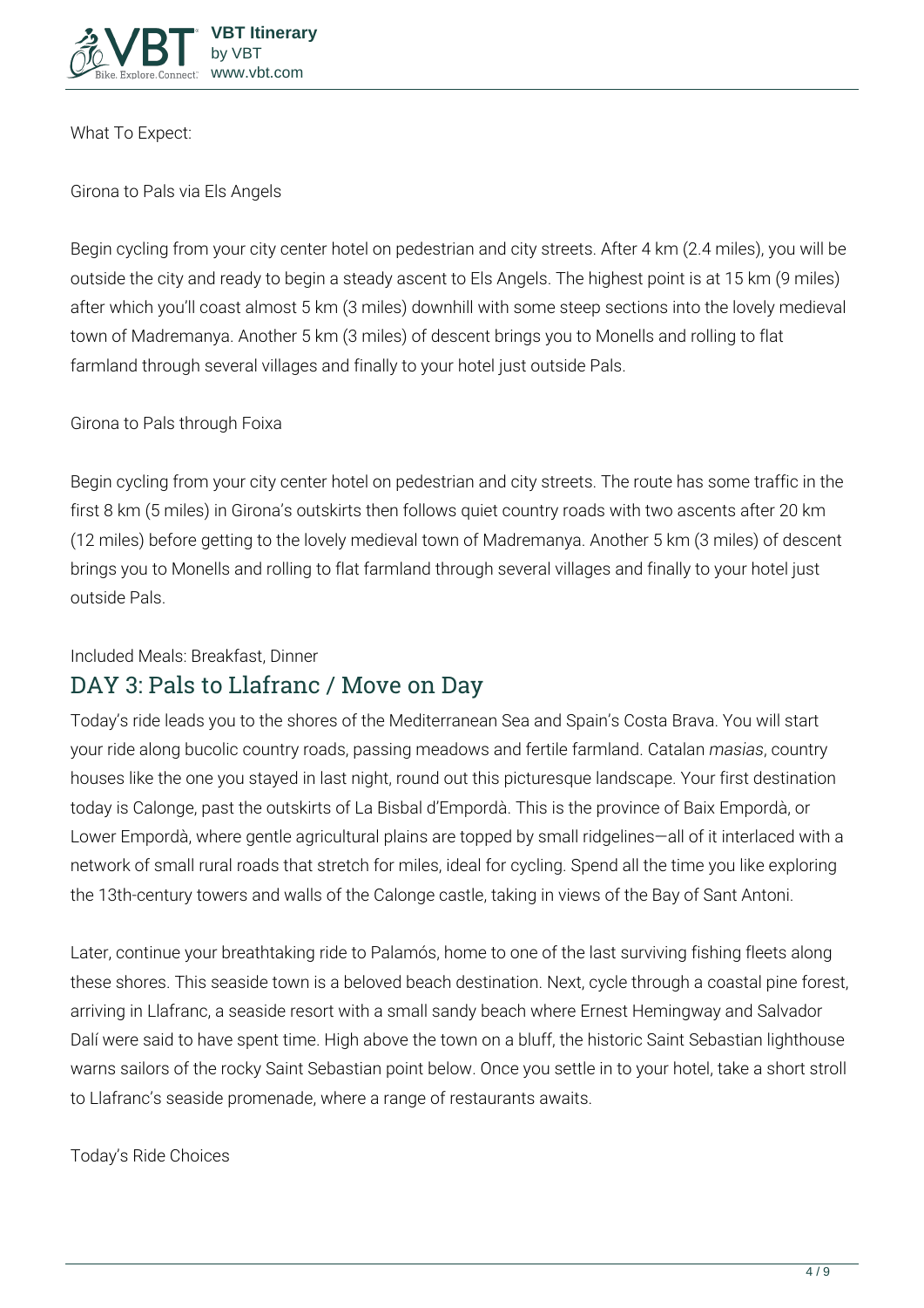What To Expect:

Girona to Pals via Els Angels

Begin cycling from your city center hotel on pedestrian and city streets. After 4 km (2.4 miles), you will be outside the city and ready to begin a steady ascent to Els Angels. The highest point is at 15 km (9 miles) after which you'll coast almost 5 km (3 miles) downhill with some steep sections into the lovely medieval town of Madremanya. Another 5 km (3 miles) of descent brings you to Monells and rolling to flat farmland through several villages and finally to your hotel just outside Pals.

Girona to Pals through Foixa

Begin cycling from your city center hotel on pedestrian and city streets. The route has some traffic in the first 8 km (5 miles) in Girona's outskirts then follows quiet country roads with two ascents after 20 km (12 miles) before getting to the lovely medieval town of Madremanya. Another 5 km (3 miles) of descent brings you to Monells and rolling to flat farmland through several villages and finally to your hotel just outside Pals.

Included Meals: Breakfast, Dinner

## DAY 3: Pals to Llafranc / Move on Day

Today's ride leads you to the shores of the Mediterranean Sea and Spain's Costa Brava. You will start your ride along bucolic country roads, passing meadows and fertile farmland. Catalan *masias*, country houses like the one you stayed in last night, round out this picturesque landscape. Your first destination today is Calonge, past the outskirts of La Bisbal d'Empordà. This is the province of Baix Empordà, or Lower Empordà, where gentle agricultural plains are topped by small ridgelines—all of it interlaced with a network of small rural roads that stretch for miles, ideal for cycling. Spend all the time you like exploring the 13th-century towers and walls of the Calonge castle, taking in views of the Bay of Sant Antoni.

Later, continue your breathtaking ride to Palamós, home to one of the last surviving fishing fleets along these shores. This seaside town is a beloved beach destination. Next, cycle through a coastal pine forest, arriving in Llafranc, a seaside resort with a small sandy beach where Ernest Hemingway and Salvador Dalí were said to have spent time. High above the town on a bluff, the historic Saint Sebastian lighthouse warns sailors of the rocky Saint Sebastian point below. Once you settle in to your hotel, take a short stroll to Llafranc's seaside promenade, where a range of restaurants awaits.

Today's Ride Choices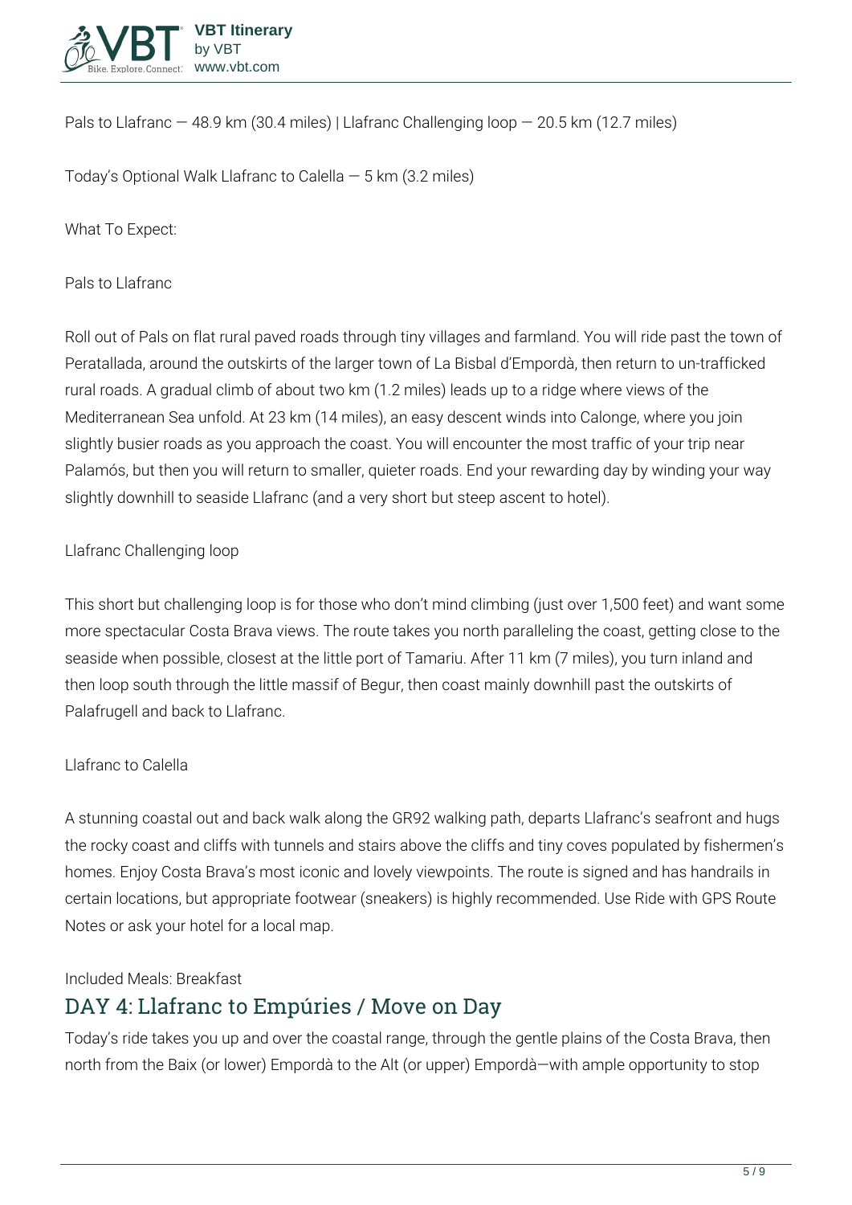Pals to Llafranc — 48.9 km (30.4 miles) | Llafranc Challenging loop — 20.5 km (12.7 miles)

Today's Optional Walk Llafranc to Calella — 5 km (3.2 miles)

What To Expect:

Pals to Llafranc

Roll out of Pals on flat rural paved roads through tiny villages and farmland. You will ride past the town of Peratallada, around the outskirts of the larger town of La Bisbal d'Empordà, then return to un-trafficked rural roads. A gradual climb of about two km (1.2 miles) leads up to a ridge where views of the Mediterranean Sea unfold. At 23 km (14 miles), an easy descent winds into Calonge, where you join slightly busier roads as you approach the coast. You will encounter the most traffic of your trip near Palamós, but then you will return to smaller, quieter roads. End your rewarding day by winding your way slightly downhill to seaside Llafranc (and a very short but steep ascent to hotel).

Llafranc Challenging loop

This short but challenging loop is for those who don't mind climbing (just over 1,500 feet) and want some more spectacular Costa Brava views. The route takes you north paralleling the coast, getting close to the seaside when possible, closest at the little port of Tamariu. After 11 km (7 miles), you turn inland and then loop south through the little massif of Begur, then coast mainly downhill past the outskirts of Palafrugell and back to Llafranc.

Llafranc to Calella

A stunning coastal out and back walk along the GR92 walking path, departs Llafranc's seafront and hugs the rocky coast and cliffs with tunnels and stairs above the cliffs and tiny coves populated by fishermen's homes. Enjoy Costa Brava's most iconic and lovely viewpoints. The route is signed and has handrails in certain locations, but appropriate footwear (sneakers) is highly recommended. Use Ride with GPS Route Notes or ask your hotel for a local map.

Included Meals: Breakfast

## DAY 4: Llafranc to Empúries / Move on Day

Today's ride takes you up and over the coastal range, through the gentle plains of the Costa Brava, then north from the Baix (or lower) Empordà to the Alt (or upper) Empordà—with ample opportunity to stop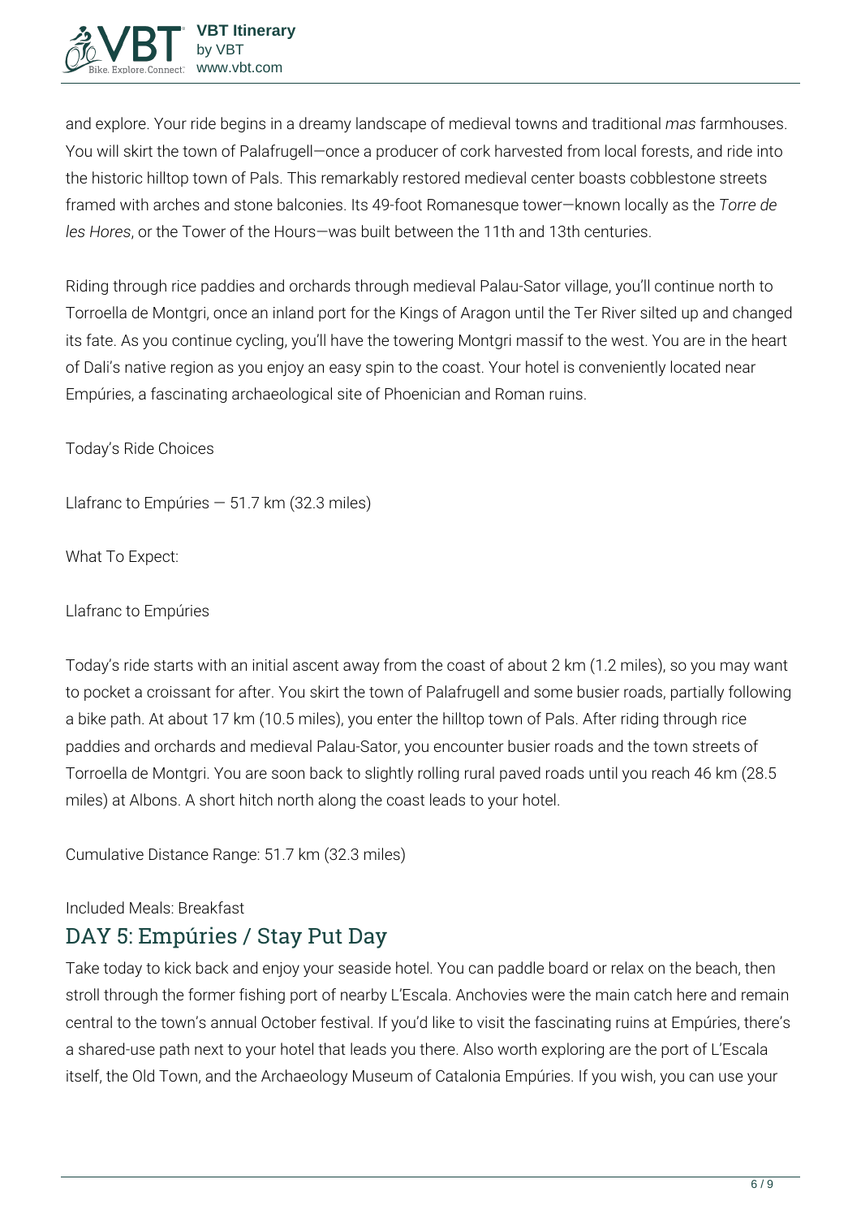and explore. Your ride begins in a dreamy landscape of medieval towns and traditional *mas* farmhouses. You will skirt the town of Palafrugell—once a producer of cork harvested from local forests, and ride into the historic hilltop town of Pals. This remarkably restored medieval center boasts cobblestone streets framed with arches and stone balconies. Its 49-foot Romanesque tower—known locally as the *Torre de les Hores*, or the Tower of the Hours—was built between the 11th and 13th centuries.

Riding through rice paddies and orchards through medieval Palau-Sator village, you'll continue north to Torroella de Montgri, once an inland port for the Kings of Aragon until the Ter River silted up and changed its fate. As you continue cycling, you'll have the towering Montgri massif to the west. You are in the heart of Dali's native region as you enjoy an easy spin to the coast. Your hotel is conveniently located near Empúries, a fascinating archaeological site of Phoenician and Roman ruins.

Today's Ride Choices

Llafranc to Empúries — 51.7 km (32.3 miles)

What To Expect:

Llafranc to Empúries

Today's ride starts with an initial ascent away from the coast of about 2 km (1.2 miles), so you may want to pocket a croissant for after. You skirt the town of Palafrugell and some busier roads, partially following a bike path. At about 17 km (10.5 miles), you enter the hilltop town of Pals. After riding through rice paddies and orchards and medieval Palau-Sator, you encounter busier roads and the town streets of Torroella de Montgri. You are soon back to slightly rolling rural paved roads until you reach 46 km (28.5 miles) at Albons. A short hitch north along the coast leads to your hotel.

Cumulative Distance Range: 51.7 km (32.3 miles)

Included Meals: Breakfast

## DAY 5: Empúries / Stay Put Day

Take today to kick back and enjoy your seaside hotel. You can paddle board or relax on the beach, then stroll through the former fishing port of nearby L'Escala. Anchovies were the main catch here and remain central to the town's annual October festival. If you'd like to visit the fascinating ruins at Empúries, there's a shared-use path next to your hotel that leads you there. Also worth exploring are the port of L'Escala itself, the Old Town, and the Archaeology Museum of Catalonia Empúries. If you wish, you can use your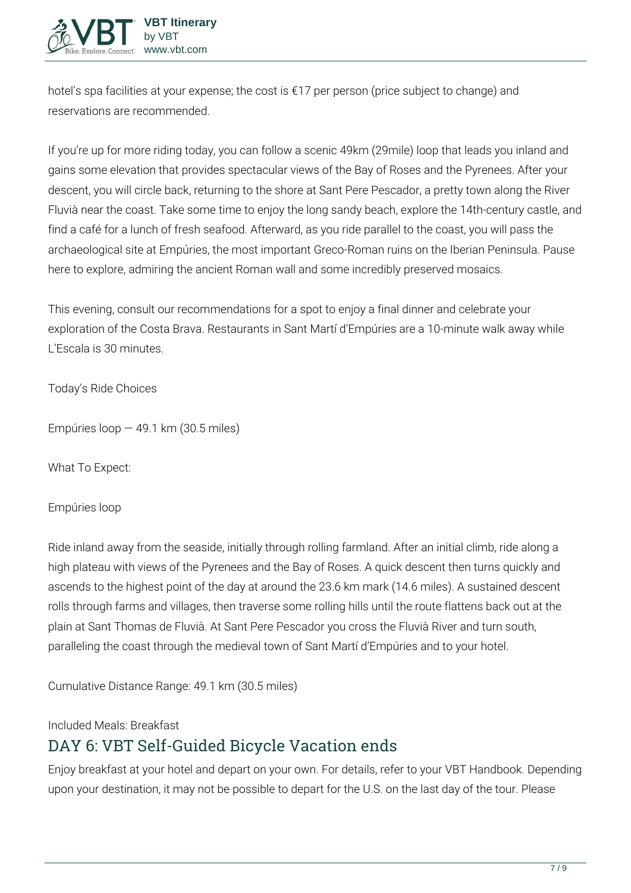hotel's spa facilities at your expense; the cost is €17 per person (price subject to change) and reservations are recommended.

If you're up for more riding today, you can follow a scenic 49km (29mile) loop that leads you inland and gains some elevation that provides spectacular views of the Bay of Roses and the Pyrenees. After your descent, you will circle back, returning to the shore at Sant Pere Pescador, a pretty town along the River Fluvià near the coast. Take some time to enjoy the long sandy beach, explore the 14th-century castle, and find a café for a lunch of fresh seafood. Afterward, as you ride parallel to the coast, you will pass the archaeological site at Empúries, the most important Greco-Roman ruins on the Iberian Peninsula. Pause here to explore, admiring the ancient Roman wall and some incredibly preserved mosaics.

This evening, consult our recommendations for a spot to enjoy a final dinner and celebrate your exploration of the Costa Brava. Restaurants in Sant Martí d'Empúries are a 10-minute walk away while L'Escala is 30 minutes.

Today's Ride Choices

Empúries loop — 49.1 km (30.5 miles)

What To Expect:

Empúries loop

Ride inland away from the seaside, initially through rolling farmland. After an initial climb, ride along a high plateau with views of the Pyrenees and the Bay of Roses. A quick descent then turns quickly and ascends to the highest point of the day at around the 23.6 km mark (14.6 miles). A sustained descent rolls through farms and villages, then traverse some rolling hills until the route flattens back out at the plain at Sant Thomas de Fluvià. At Sant Pere Pescador you cross the Fluvià River and turn south, paralleling the coast through the medieval town of Sant Martí d'Empúries and to your hotel.

Cumulative Distance Range: 49.1 km (30.5 miles)

Included Meals: Breakfast

## DAY 6: VBT Self-Guided Bicycle Vacation ends

Enjoy breakfast at your hotel and depart on your own. For details, refer to your VBT Handbook. Depending upon your destination, it may not be possible to depart for the U.S. on the last day of the tour. Please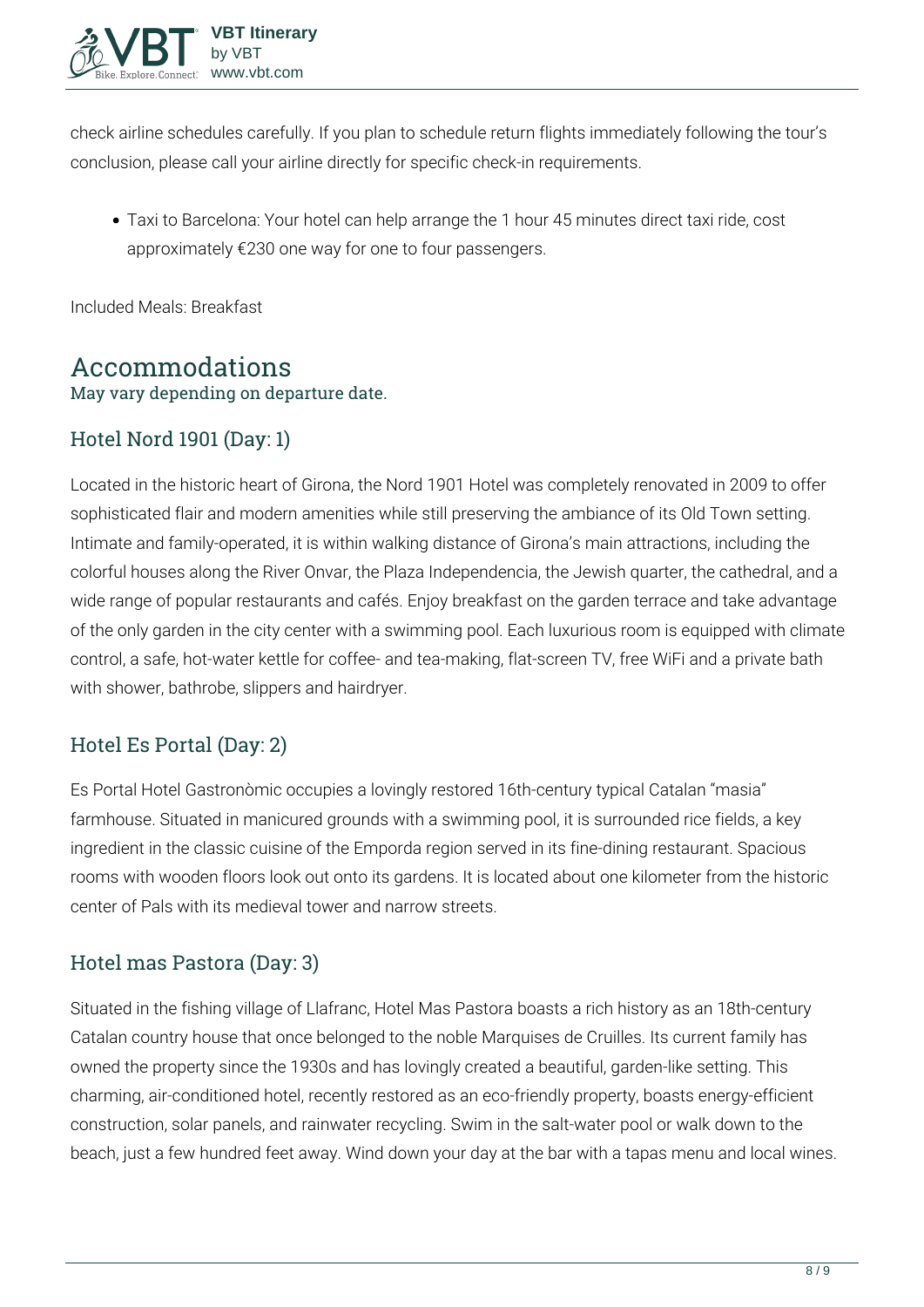check airline schedules carefully. If you plan to schedule return flights immediately following the tour's conclusion, please call your airline directly for specific check-in requirements.

- Taxi to Barcelona: Your hotel can help arrange the 1 hour 45 minutes direct taxi ride, cost approximately €230 one way for one to four passengers.

Included Meals: Breakfast

# Accommodations

May vary depending on departure date.

## Hotel Nord 1901 (Day: 1)

Located in the historic heart of Girona, the Nord 1901 Hotel was completely renovated in 2009 to offer sophisticated flair and modern amenities while still preserving the ambiance of its Old Town setting. Intimate and family-operated, it is within walking distance of Girona's main attractions, including the colorful houses along the River Onvar, the Plaza Independencia, the Jewish quarter, the cathedral, and a wide range of popular restaurants and cafés. Enjoy breakfast on the garden terrace and take advantage of the only garden in the city center with a swimming pool. Each luxurious room is equipped with climate control, a safe, hot-water kettle for coffee- and tea-making, flat-screen TV, free WiFi and a private bath with shower, bathrobe, slippers and hairdryer.

## Hotel Es Portal (Day: 2)

Es Portal Hotel Gastronòmic occupies a lovingly restored 16th-century typical Catalan "masia" farmhouse. Situated in manicured grounds with a swimming pool, it is surrounded rice fields, a key ingredient in the classic cuisine of the Emporda region served in its fine-dining restaurant. Spacious rooms with wooden floors look out onto its gardens. It is located about one kilometer from the historic center of Pals with its medieval tower and narrow streets.

## Hotel mas Pastora (Day: 3)

Situated in the fishing village of Llafranc, Hotel Mas Pastora boasts a rich history as an 18th-century Catalan country house that once belonged to the noble Marquises de Cruilles. Its current family has owned the property since the 1930s and has lovingly created a beautiful, garden-like setting. This charming, air-conditioned hotel, recently restored as an eco-friendly property, boasts energy-efficient construction, solar panels, and rainwater recycling. Swim in the salt-water pool or walk down to the beach, just a few hundred feet away. Wind down your day at the bar with a tapas menu and local wines.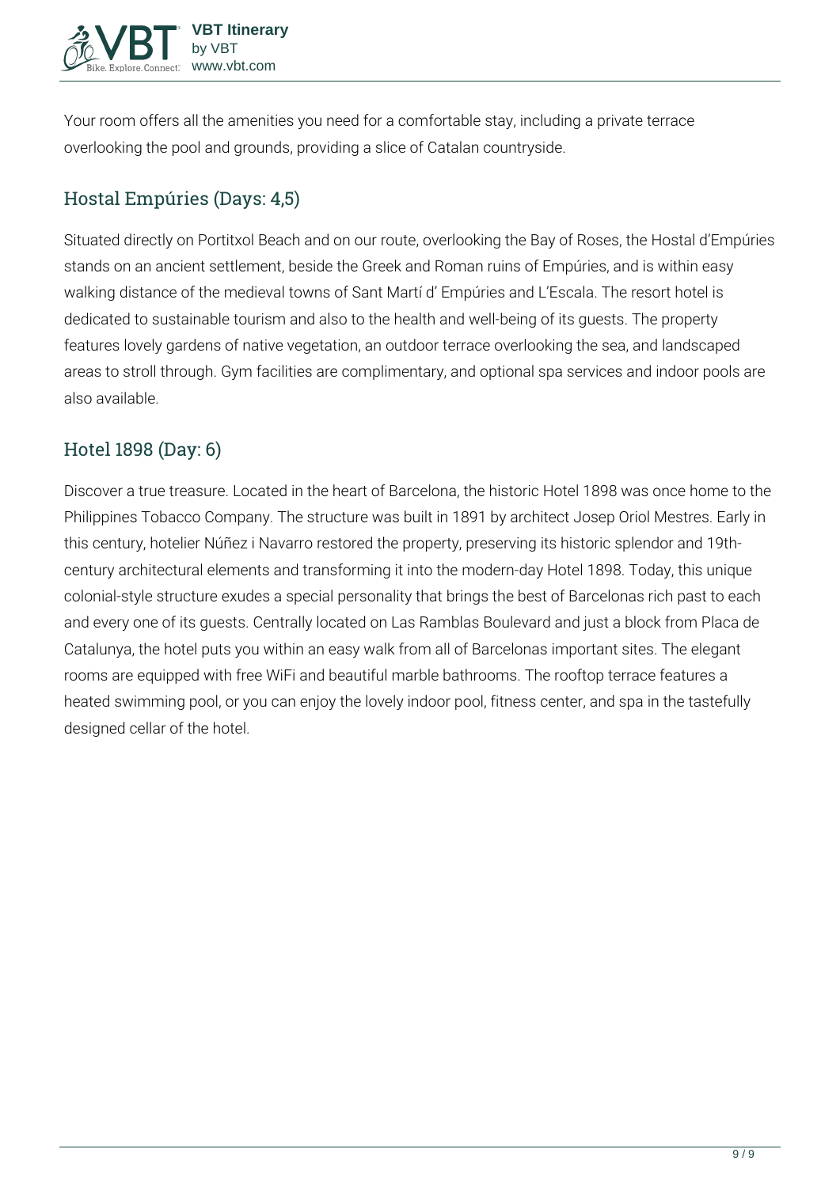Your room offers all the amenities you need for a comfortable stay, including a private terrace overlooking the pool and grounds, providing a slice of Catalan countryside.

## Hostal Empúries (Days: 4,5)

Situated directly on Portitxol Beach and on our route, overlooking the Bay of Roses, the Hostal d'Empúries stands on an ancient settlement, beside the Greek and Roman ruins of Empúries, and is within easy walking distance of the medieval towns of Sant Martí d' Empúries and L'Escala. The resort hotel is dedicated to sustainable tourism and also to the health and well-being of its guests. The property features lovely gardens of native vegetation, an outdoor terrace overlooking the sea, and landscaped areas to stroll through. Gym facilities are complimentary, and optional spa services and indoor pools are also available.

## Hotel 1898 (Day: 6)

Discover a true treasure. Located in the heart of Barcelona, the historic Hotel 1898 was once home to the Philippines Tobacco Company. The structure was built in 1891 by architect Josep Oriol Mestres. Early in this century, hotelier Núñez i Navarro restored the property, preserving its historic splendor and 19th-century architectural elements and transforming it into the modern-day Hotel 1898. Today, this unique colonial-style structure exudes a special personality that brings the best of Barcelonas rich past to each and every one of its guests. Centrally located on Las Ramblas Boulevard and just a block from Placa de Catalunya, the hotel puts you within an easy walk from all of Barcelonas important sites. The elegant rooms are equipped with free WiFi and beautiful marble bathrooms. The rooftop terrace features a heated swimming pool, or you can enjoy the lovely indoor pool, fitness center, and spa in the tastefully designed cellar of the hotel.